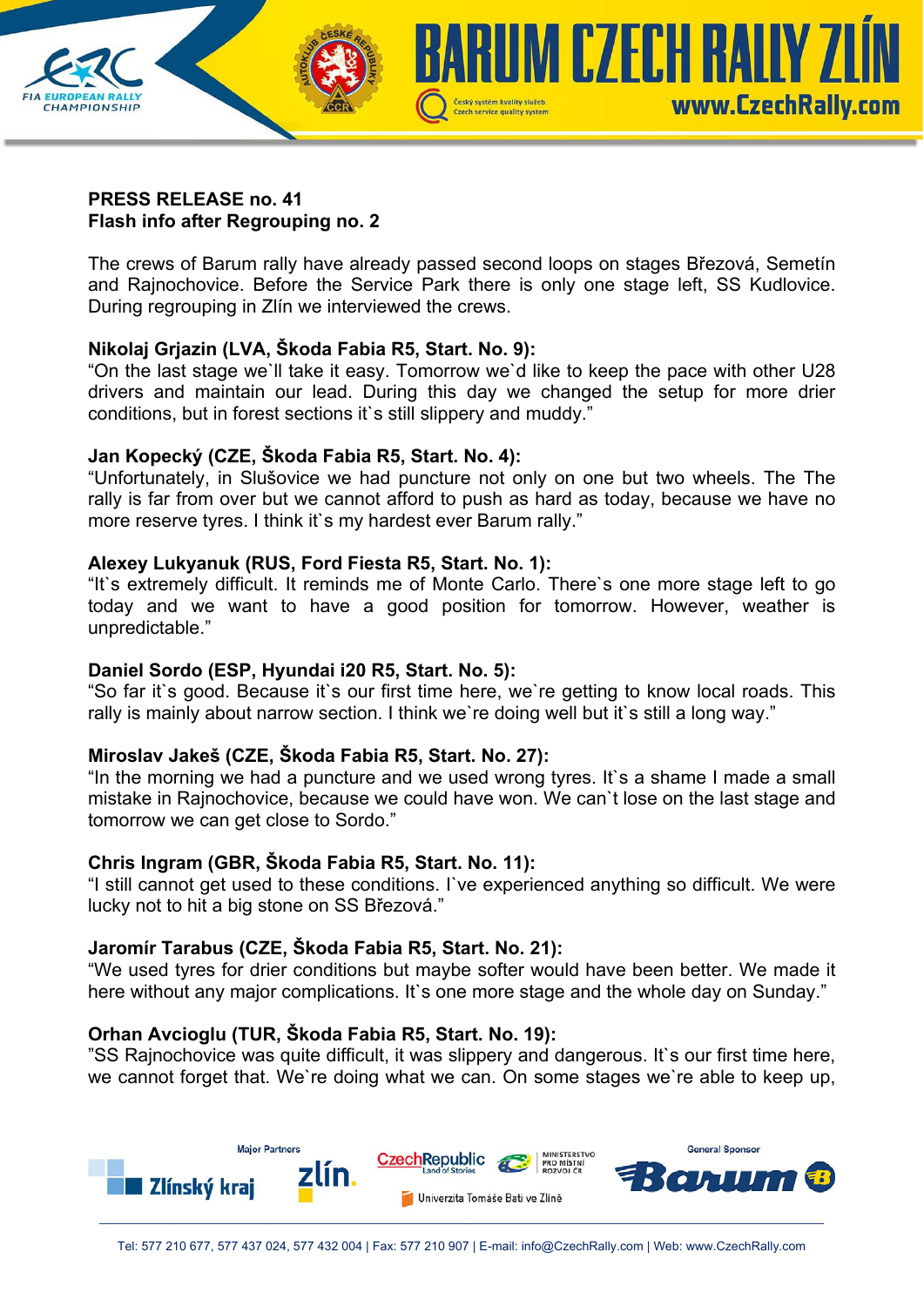**PRESS RELEASE no. 41**
**Flash info after Regrouping no. 2**

The crews of Barum rally have already passed second loops on stages Březová, Semetín and Rajnochovice. Before the Service Park there is only one stage left, SS Kudlovice. During regrouping in Zlín we interviewed the crews.

**Nikolaj Grjazin (LVA, Škoda Fabia R5, Start. No. 9):**
"On the last stage we`ll take it easy. Tomorrow we`d like to keep the pace with other U28 drivers and maintain our lead. During this day we changed the setup for more drier conditions, but in forest sections it`s still slippery and muddy."

**Jan Kopecký (CZE, Škoda Fabia R5, Start. No. 4):**
"Unfortunately, in Slušovice we had puncture not only on one but two wheels. The The rally is far from over but we cannot afford to push as hard as today, because we have no more reserve tyres. I think it`s my hardest ever Barum rally."

**Alexey Lukyanuk (RUS, Ford Fiesta R5, Start. No. 1):**
"It`s extremely difficult. It reminds me of Monte Carlo. There`s one more stage left to go today and we want to have a good position for tomorrow. However, weather is unpredictable."

**Daniel Sordo (ESP, Hyundai i20 R5, Start. No. 5):**
"So far it`s good. Because it`s our first time here, we`re getting to know local roads. This rally is mainly about narrow section. I think we`re doing well but it`s still a long way."

**Miroslav Jakeš (CZE, Škoda Fabia R5, Start. No. 27):**
"In the morning we had a puncture and we used wrong tyres. It`s a shame I made a small mistake in Rajnochovice, because we could have won. We can`t lose on the last stage and tomorrow we can get close to Sordo."

**Chris Ingram (GBR, Škoda Fabia R5, Start. No. 11):**
"I still cannot get used to these conditions. I`ve experienced anything so difficult. We were lucky not to hit a big stone on SS Březová."

**Jaromír Tarabus (CZE, Škoda Fabia R5, Start. No. 21):**
"We used tyres for drier conditions but maybe softer would have been better. We made it here without any major complications. It`s one more stage and the whole day on Sunday."

**Orhan Avcioglu (TUR, Škoda Fabia R5, Start. No. 19):**
"SS Rajnochovice was quite difficult, it was slippery and dangerous. It`s our first time here, we cannot forget that. We`re doing what we can. On some stages we`re able to keep up,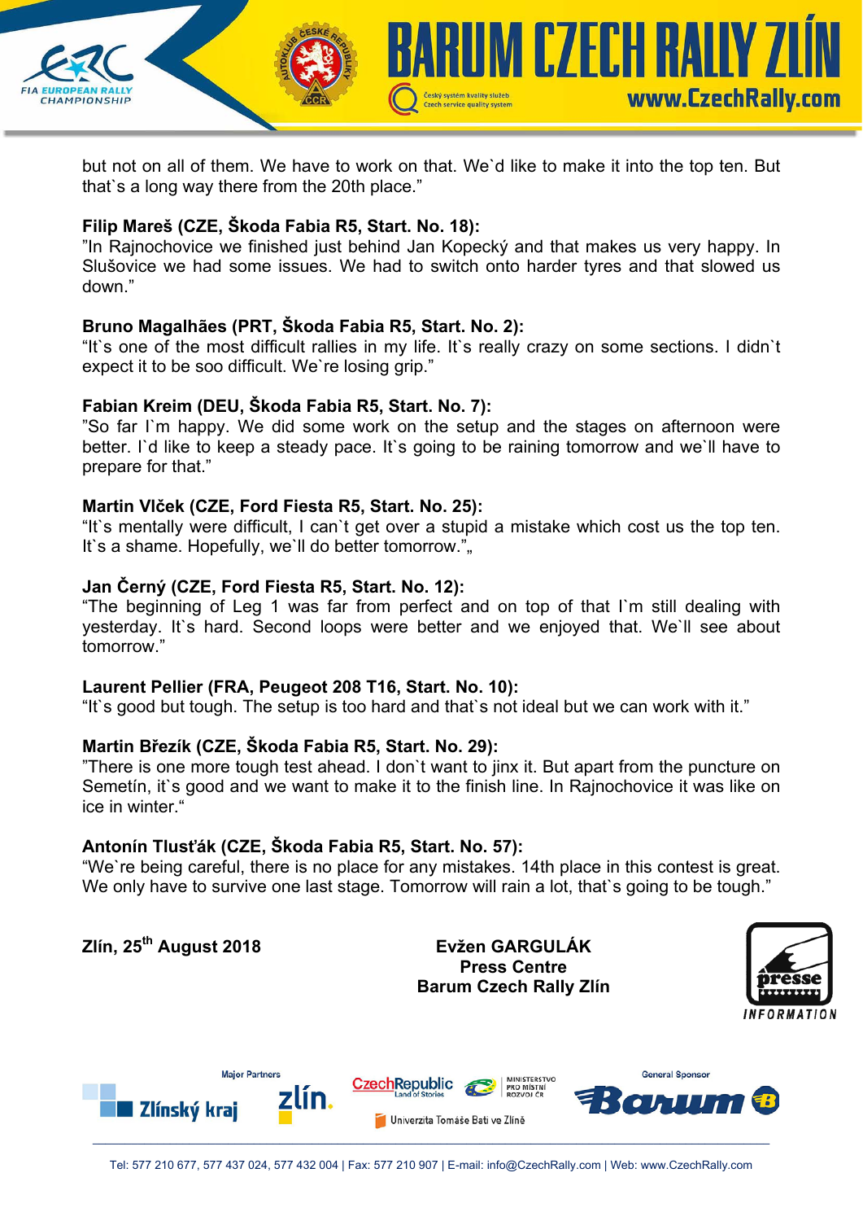but not on all of them. We have to work on that. We`d like to make it into the top ten. But that`s a long way there from the 20th place."

**Filip Mareš (CZE, Škoda Fabia R5, Start. No. 18):**
"In Rajnochovice we finished just behind Jan Kopecký and that makes us very happy. In Slušovice we had some issues. We had to switch onto harder tyres and that slowed us down."

**Bruno Magalhães (PRT, Škoda Fabia R5, Start. No. 2):**
"It`s one of the most difficult rallies in my life. It`s really crazy on some sections. I didn`t expect it to be soo difficult. We`re losing grip."

**Fabian Kreim (DEU, Škoda Fabia R5, Start. No. 7):**
"So far I`m happy. We did some work on the setup and the stages on afternoon were better. I`d like to keep a steady pace. It`s going to be raining tomorrow and we`ll have to prepare for that."

**Martin Vlček (CZE, Ford Fiesta R5, Start. No. 25):**
"It`s mentally were difficult, I can`t get over a stupid a mistake which cost us the top ten. It`s a shame. Hopefully, we`ll do better tomorrow.„

**Jan Černý (CZE, Ford Fiesta R5, Start. No. 12):**
"The beginning of Leg 1 was far from perfect and on top of that I`m still dealing with yesterday. It`s hard. Second loops were better and we enjoyed that. We`ll see about tomorrow."

**Laurent Pellier (FRA, Peugeot 208 T16, Start. No. 10):**
"It`s good but tough. The setup is too hard and that`s not ideal but we can work with it."

**Martin Březík (CZE, Škoda Fabia R5, Start. No. 29):**
"There is one more tough test ahead. I don`t want to jinx it. But apart from the puncture on Semetín, it`s good and we want to make it to the finish line. In Rajnochovice it was like on ice in winter."

**Antonín Tlusťák (CZE, Škoda Fabia R5, Start. No. 57):**
"We`re being careful, there is no place for any mistakes. 14th place in this contest is great. We only have to survive one last stage. Tomorrow will rain a lot, that`s going to be tough."

**Zlín, 25th August 2018**

**Evžen GARGULÁK**
**Press Centre**
**Barum Czech Rally Zlín**